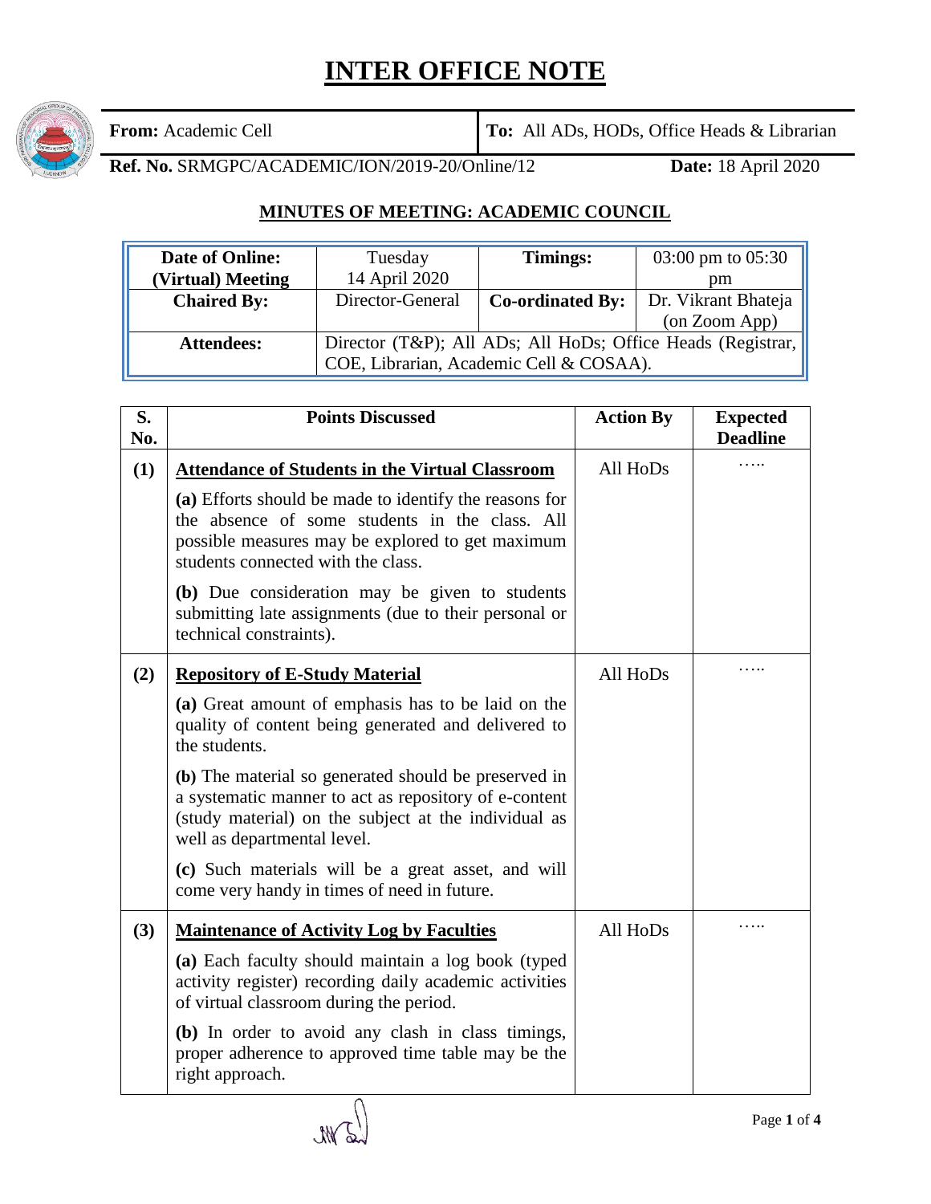# INTER OFFICE NOTE

| **From:** Academic Cell | **To:** All ADs, HODs, Office Heads & Librarian |
|---|---|
| **Ref. No.** SRMGPC/ACADEMIC/ION/2019-20/Online/12 | **Date:** 18 April 2020 |

## MINUTES OF MEETING: ACADEMIC COUNCIL

| **Date of Online: (Virtual) Meeting** | Tuesday 14 April 2020 | **Timings:** | 03:00 pm to 05:30 pm |
|---|---|---|---|
| **Chaired By:** | Director-General | **Co-ordinated By:** | Dr. Vikrant Bhateja (on Zoom App) |
| **Attendees:** | Director (T&P); All ADs; All HoDs; Office Heads (Registrar, COE, Librarian, Academic Cell & COSAA). | | |

| S. No. | Points Discussed | Action By | Expected Deadline |
|---|---|---|---|
| **(1)** | **<u>Attendance of Students in the Virtual Classroom</u>**<br><br>**(a)** Efforts should be made to identify the reasons for the absence of some students in the class. All possible measures may be explored to get maximum students connected with the class.<br><br>**(b)** Due consideration may be given to students submitting late assignments (due to their personal or technical constraints). | All HoDs | ….. |
| **(2)** | **<u>Repository of E-Study Material</u>**<br><br>**(a)** Great amount of emphasis has to be laid on the quality of content being generated and delivered to the students.<br><br>**(b)** The material so generated should be preserved in a systematic manner to act as repository of e-content (study material) on the subject at the individual as well as departmental level.<br><br>**(c)** Such materials will be a great asset, and will come very handy in times of need in future. | All HoDs | ….. |
| **(3)** | **<u>Maintenance of Activity Log by Faculties</u>**<br><br>**(a)** Each faculty should maintain a log book (typed activity register) recording daily academic activities of virtual classroom during the period.<br><br>**(b)** In order to avoid any clash in class timings, proper adherence to approved time table may be the right approach. | All HoDs | ….. |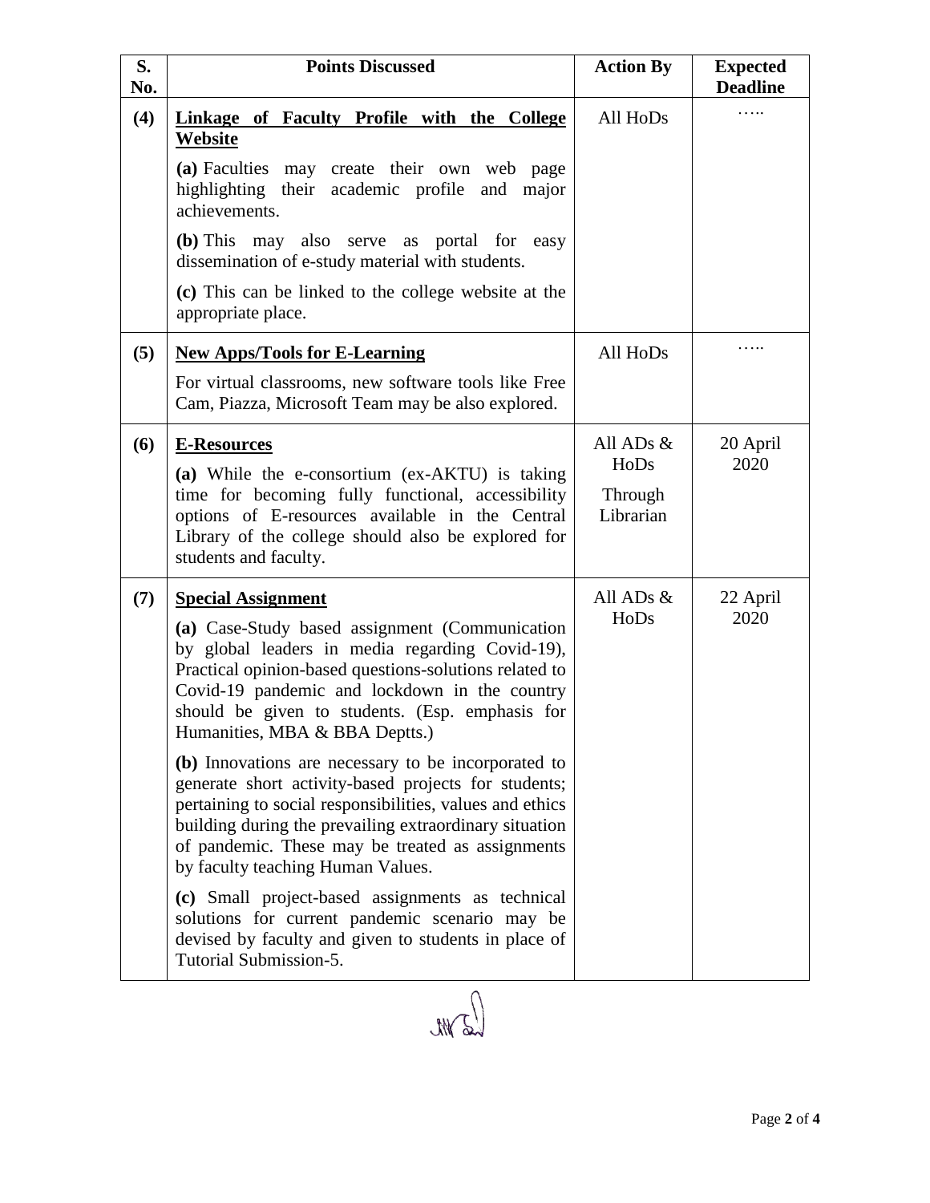| S. No. | Points Discussed | Action By | Expected Deadline |
|---|---|---|---|
| (4) | **<u>Linkage of Faculty Profile with the College Website</u>**<br><br>**(a)** Faculties may create their own web page highlighting their academic profile and major achievements.<br><br>**(b)** This may also serve as portal for easy dissemination of e-study material with students.<br><br>**(c)** This can be linked to the college website at the appropriate place. | All HoDs | ….. |
| (5) | **<u>New Apps/Tools for E-Learning</u>**<br><br>For virtual classrooms, new software tools like Free Cam, Piazza, Microsoft Team may be also explored. | All HoDs | ….. |
| (6) | **<u>E-Resources</u>**<br><br>**(a)** While the e-consortium (ex-AKTU) is taking time for becoming fully functional, accessibility options of E-resources available in the Central Library of the college should also be explored for students and faculty. | All ADs & HoDs<br><br>Through Librarian | 20 April 2020 |
| (7) | **<u>Special Assignment</u>**<br><br>**(a)** Case-Study based assignment (Communication by global leaders in media regarding Covid-19), Practical opinion-based questions-solutions related to Covid-19 pandemic and lockdown in the country should be given to students. (Esp. emphasis for Humanities, MBA & BBA Deptts.)<br><br>**(b)** Innovations are necessary to be incorporated to generate short activity-based projects for students; pertaining to social responsibilities, values and ethics building during the prevailing extraordinary situation of pandemic. These may be treated as assignments by faculty teaching Human Values.<br><br>**(c)** Small project-based assignments as technical solutions for current pandemic scenario may be devised by faculty and given to students in place of Tutorial Submission-5. | All ADs & HoDs | 22 April 2020 |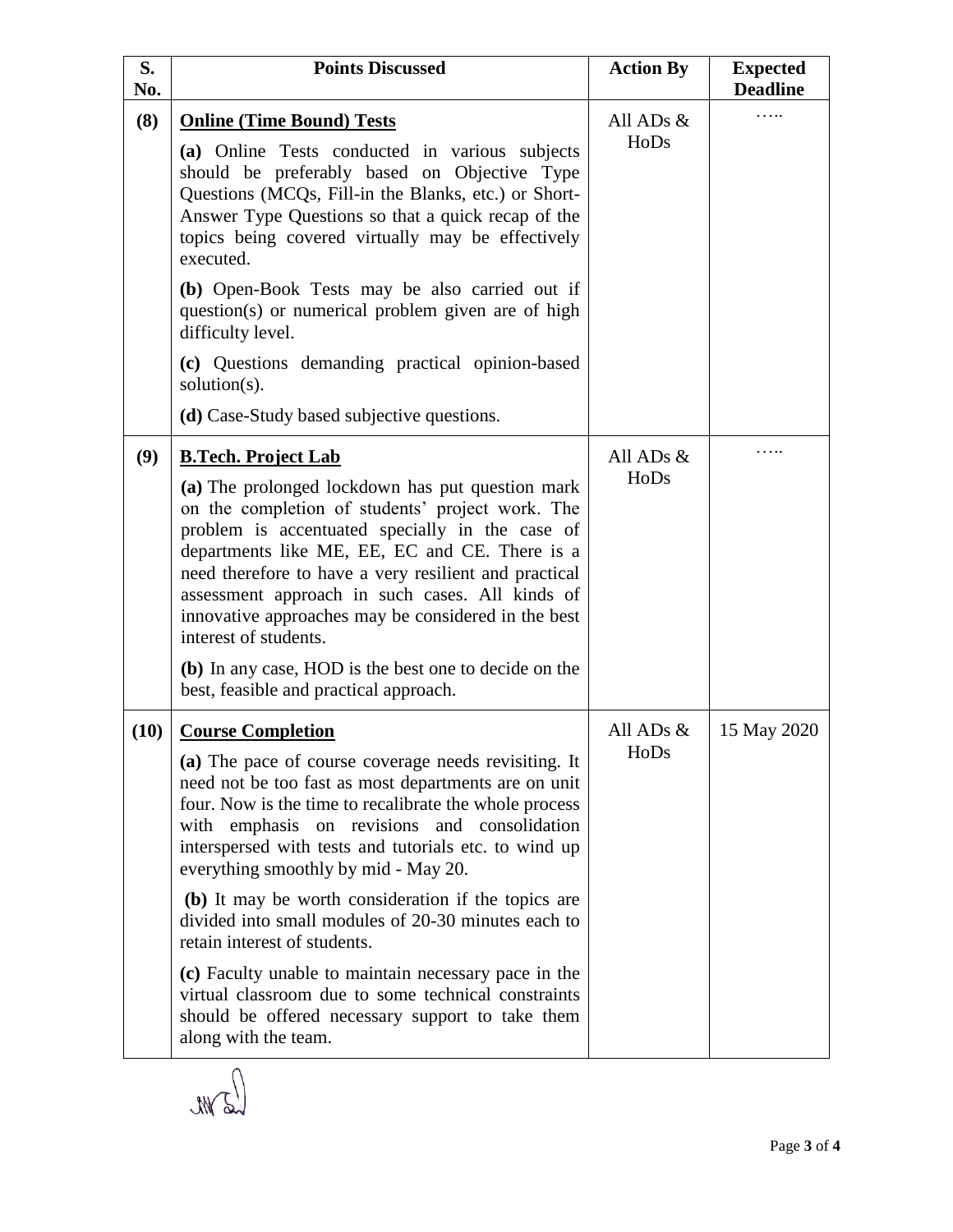| S. No. | Points Discussed | Action By | Expected Deadline |
|---|---|---|---|
| (8) | **<u>Online (Time Bound) Tests</u>**<br><br>**(a)** Online Tests conducted in various subjects should be preferably based on Objective Type Questions (MCQs, Fill-in the Blanks, etc.) or Short-Answer Type Questions so that a quick recap of the topics being covered virtually may be effectively executed.<br><br>**(b)** Open-Book Tests may be also carried out if question(s) or numerical problem given are of high difficulty level.<br><br>**(c)** Questions demanding practical opinion-based solution(s).<br><br>**(d)** Case-Study based subjective questions. | All ADs & HoDs | ….. |
| (9) | **<u>B.Tech. Project Lab</u>**<br><br>**(a)** The prolonged lockdown has put question mark on the completion of students' project work. The problem is accentuated specially in the case of departments like ME, EE, EC and CE. There is a need therefore to have a very resilient and practical assessment approach in such cases. All kinds of innovative approaches may be considered in the best interest of students.<br><br>**(b)** In any case, HOD is the best one to decide on the best, feasible and practical approach. | All ADs & HoDs | ….. |
| (10) | **<u>Course Completion</u>**<br><br>**(a)** The pace of course coverage needs revisiting. It need not be too fast as most departments are on unit four. Now is the time to recalibrate the whole process with emphasis on revisions and consolidation interspersed with tests and tutorials etc. to wind up everything smoothly by mid - May 20.<br><br>**(b)** It may be worth consideration if the topics are divided into small modules of 20-30 minutes each to retain interest of students.<br><br>**(c)** Faculty unable to maintain necessary pace in the virtual classroom due to some technical constraints should be offered necessary support to take them along with the team. | All ADs & HoDs | 15 May 2020 |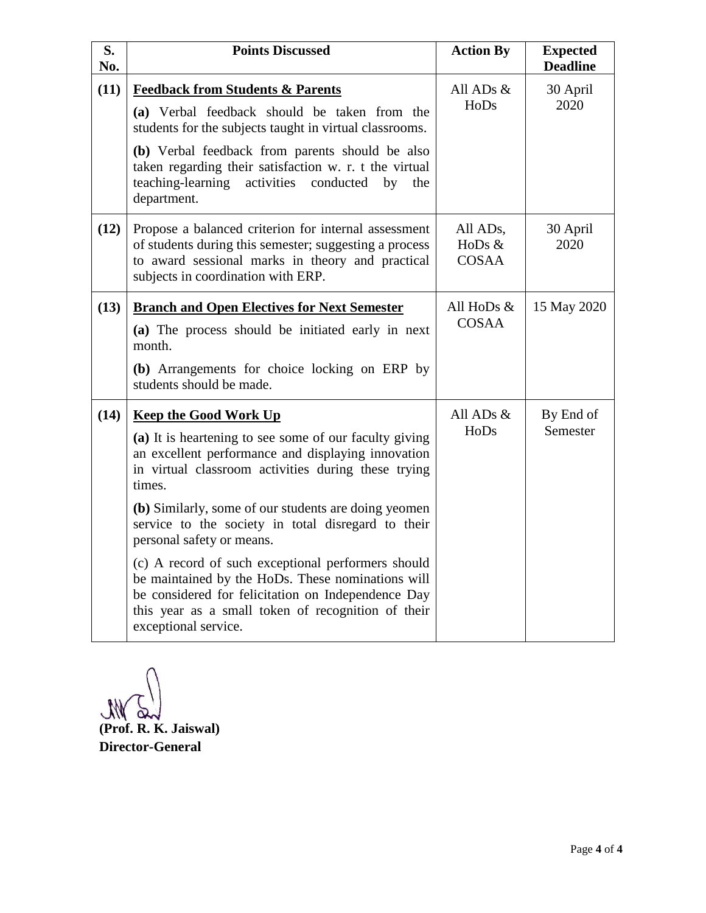| S. No. | Points Discussed | Action By | Expected Deadline |
|---|---|---|---|
| **(11)** | **<u>Feedback from Students & Parents</u>**<br><br>**(a)** Verbal feedback should be taken from the students for the subjects taught in virtual classrooms.<br><br>**(b)** Verbal feedback from parents should be also taken regarding their satisfaction w. r. t the virtual teaching-learning activities conducted by the department. | All ADs & HoDs | 30 April 2020 |
| **(12)** | Propose a balanced criterion for internal assessment of students during this semester; suggesting a process to award sessional marks in theory and practical subjects in coordination with ERP. | All ADs, HoDs & COSAA | 30 April 2020 |
| **(13)** | **<u>Branch and Open Electives for Next Semester</u>**<br><br>**(a)** The process should be initiated early in next month.<br><br>**(b)** Arrangements for choice locking on ERP by students should be made. | All HoDs & COSAA | 15 May 2020 |
| **(14)** | **<u>Keep the Good Work Up</u>**<br><br>**(a)** It is heartening to see some of our faculty giving an excellent performance and displaying innovation in virtual classroom activities during these trying times.<br><br>**(b)** Similarly, some of our students are doing yeomen service to the society in total disregard to their personal safety or means.<br><br>(c) A record of such exceptional performers should be maintained by the HoDs. These nominations will be considered for felicitation on Independence Day this year as a small token of recognition of their exceptional service. | All ADs & HoDs | By End of Semester |

**(Prof. R. K. Jaiswal)**
**Director-General**